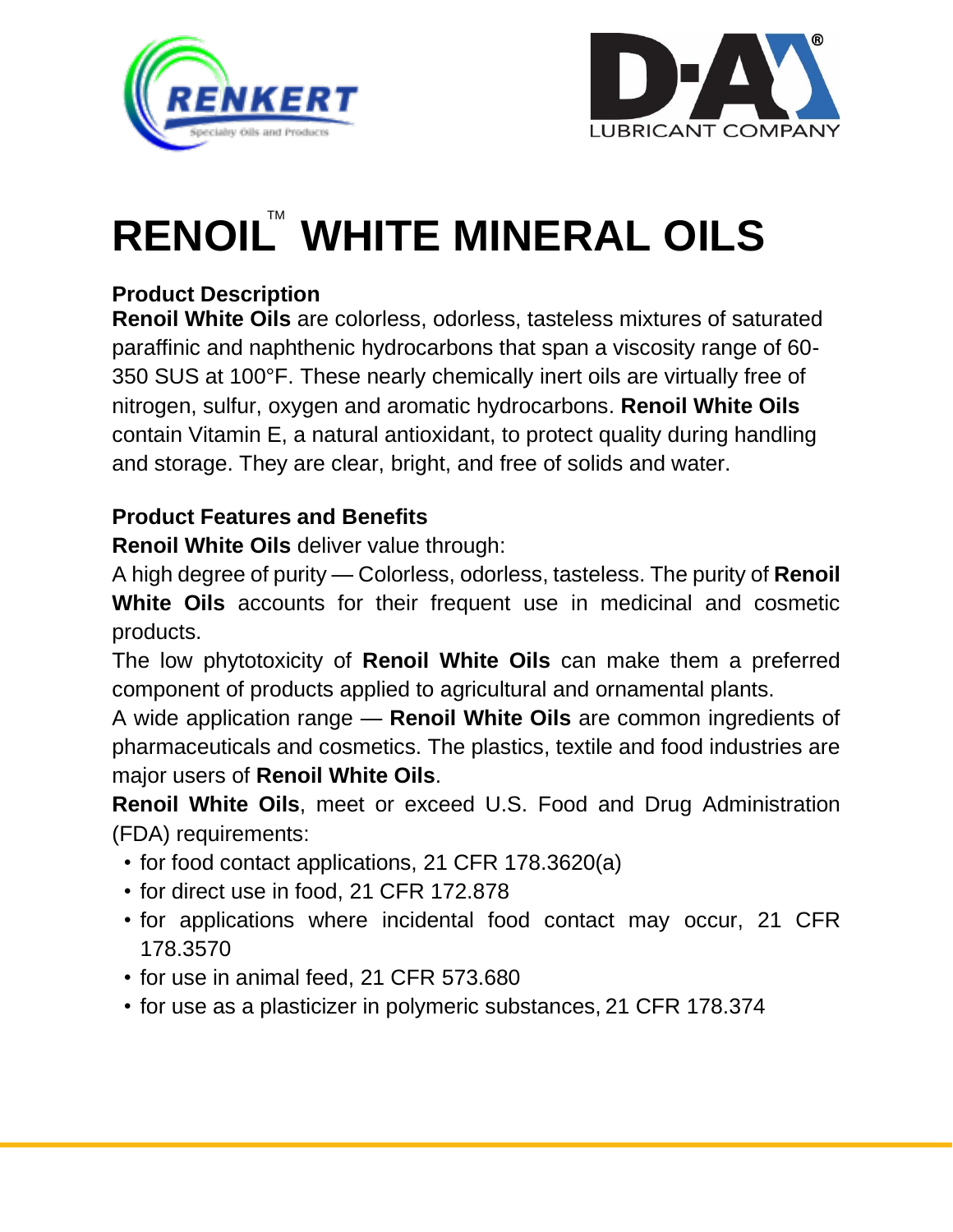# RENOIL™ WHITE MINERAL OILS

**Product Description**

**Renoil White Oils** are colorless, odorless, tasteless mixtures of saturated paraffinic and naphthenic hydrocarbons that span a viscosity range of 60-350 SUS at 100°F. These nearly chemically inert oils are virtually free of nitrogen, sulfur, oxygen and aromatic hydrocarbons. **Renoil White Oils** contain Vitamin E, a natural antioxidant, to protect quality during handling and storage. They are clear, bright, and free of solids and water.

**Product Features and Benefits**

**Renoil White Oils** deliver value through:

A high degree of purity — Colorless, odorless, tasteless. The purity of **Renoil White Oils** accounts for their frequent use in medicinal and cosmetic products.

The low phytotoxicity of **Renoil White Oils** can make them a preferred component of products applied to agricultural and ornamental plants.

A wide application range — **Renoil White Oils** are common ingredients of pharmaceuticals and cosmetics. The plastics, textile and food industries are major users of **Renoil White Oils**.

**Renoil White Oils**, meet or exceed U.S. Food and Drug Administration (FDA) requirements:

- for food contact applications, 21 CFR 178.3620(a)
- for direct use in food, 21 CFR 172.878
- for applications where incidental food contact may occur, 21 CFR 178.3570
- for use in animal feed, 21 CFR 573.680
- for use as a plasticizer in polymeric substances, 21 CFR 178.374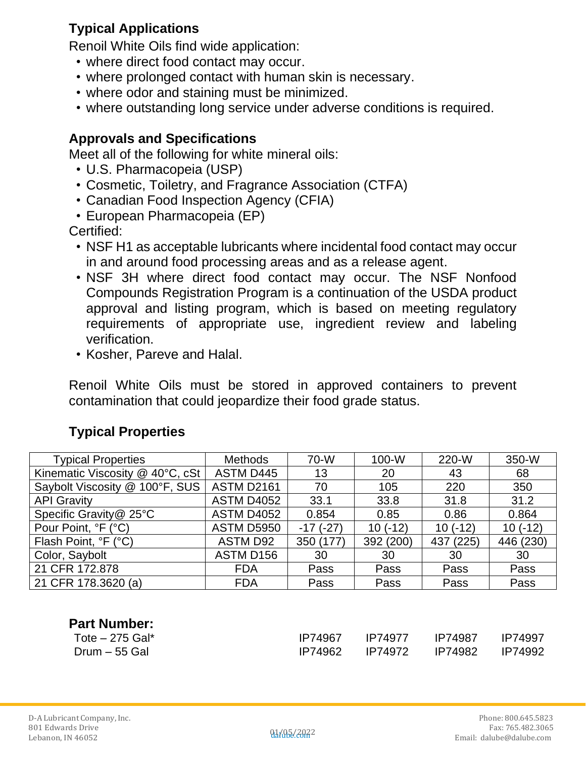## Typical Applications

Renoil White Oils find wide application:

- where direct food contact may occur.
- where prolonged contact with human skin is necessary.
- where odor and staining must be minimized.
- where outstanding long service under adverse conditions is required.

## Approvals and Specifications

Meet all of the following for white mineral oils:

- U.S. Pharmacopeia (USP)
- Cosmetic, Toiletry, and Fragrance Association (CTFA)
- Canadian Food Inspection Agency (CFIA)
- European Pharmacopeia (EP)

Certified:

- NSF H1 as acceptable lubricants where incidental food contact may occur in and around food processing areas and as a release agent.
- NSF 3H where direct food contact may occur. The NSF Nonfood Compounds Registration Program is a continuation of the USDA product approval and listing program, which is based on meeting regulatory requirements of appropriate use, ingredient review and labeling verification.
- Kosher, Pareve and Halal.

Renoil White Oils must be stored in approved containers to prevent contamination that could jeopardize their food grade status.

## Typical Properties

| Typical Properties | Methods | 70-W | 100-W | 220-W | 350-W |
|---|---|---|---|---|---|
| Kinematic Viscosity @ 40°C, cSt | ASTM D445 | 13 | 20 | 43 | 68 |
| Saybolt Viscosity @ 100°F, SUS | ASTM D2161 | 70 | 105 | 220 | 350 |
| API Gravity | ASTM D4052 | 33.1 | 33.8 | 31.8 | 31.2 |
| Specific Gravity@ 25°C | ASTM D4052 | 0.854 | 0.85 | 0.86 | 0.864 |
| Pour Point, °F (°C) | ASTM D5950 | -17 (-27) | 10 (-12) | 10 (-12) | 10 (-12) |
| Flash Point, °F (°C) | ASTM D92 | 350 (177) | 392 (200) | 437 (225) | 446 (230) |
| Color, Saybolt | ASTM D156 | 30 | 30 | 30 | 30 |
| 21 CFR 172.878 | FDA | Pass | Pass | Pass | Pass |
| 21 CFR 178.3620 (a) | FDA | Pass | Pass | Pass | Pass |

**Part Number:**

| | | | | |
|---|---|---|---|---|
| Tote – 275 Gal* | IP74967 | IP74977 | IP74987 | IP74997 |
| Drum – 55 Gal | IP74962 | IP74972 | IP74982 | IP74992 |

D-A Lubricant Company, Inc.
801 Edwards Drive
Lebanon, IN 46052

01/05/2022
dalube.com

Phone: 800.645.5823
Fax: 765.482.3065
Email: dalube@dalube.com